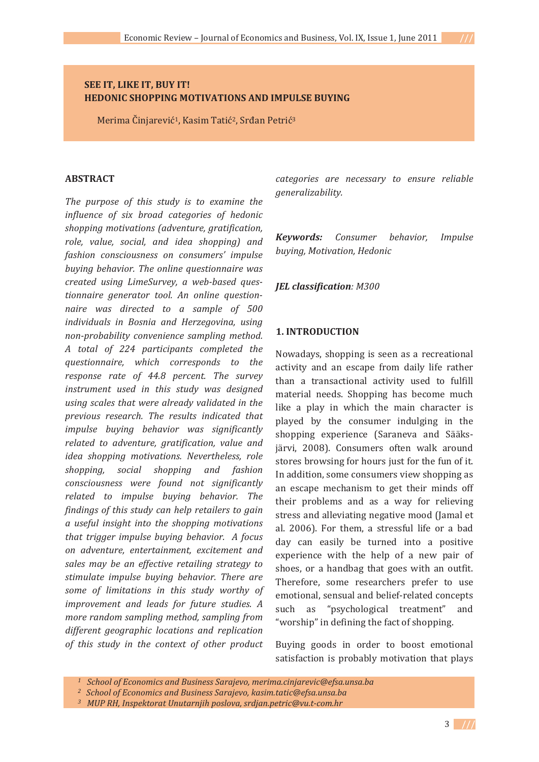# SEE IT, LIKE IT, BUY IT! HEDONIC SHOPPING MOTIVATIONS AND IMPULSE BUYING

Merima Činjarević[1], Kasim Tatić[2], Srđan Petrić[3]

## ABSTRACT

*The purpose of this study is to examine the influence of six broad categories of hedonic shopping motivations (adventure, gratification, role, value, social, and idea shopping) and fashion consciousness on consumers' impulse buying behavior. The online questionnaire was created using LimeSurvey, a web-based questionnaire generator tool. An online questionnaire was directed to a sample of 500 individuals in Bosnia and Herzegovina, using non-probability convenience sampling method. A total of 224 participants completed the questionnaire, which corresponds to the response rate of 44.8 percent. The survey instrument used in this study was designed using scales that were already validated in the previous research. The results indicated that impulse buying behavior was significantly related to adventure, gratification, value and idea shopping motivations. Nevertheless, role shopping, social shopping and fashion consciousness were found not significantly related to impulse buying behavior. The findings of this study can help retailers to gain a useful insight into the shopping motivations that trigger impulse buying behavior. A focus on adventure, entertainment, excitement and sales may be an effective retailing strategy to stimulate impulse buying behavior. There are some of limitations in this study worthy of improvement and leads for future studies. A more random sampling method, sampling from different geographic locations and replication of this study in the context of other product categories are necessary to ensure reliable generalizability.*

***Keywords:*** *Consumer behavior, Impulse buying, Motivation, Hedonic*

***JEL classification**: M300*

## 1. INTRODUCTION

Nowadays, shopping is seen as a recreational activity and an escape from daily life rather than a transactional activity used to fulfill material needs. Shopping has become much like a play in which the main character is played by the consumer indulging in the shopping experience (Saraneva and Sääksjärvi, 2008). Consumers often walk around stores browsing for hours just for the fun of it. In addition, some consumers view shopping as an escape mechanism to get their minds off their problems and as a way for relieving stress and alleviating negative mood (Jamal et al. 2006). For them, a stressful life or a bad day can easily be turned into a positive experience with the help of a new pair of shoes, or a handbag that goes with an outfit. Therefore, some researchers prefer to use emotional, sensual and belief-related concepts such as "psychological treatment" and "worship" in defining the fact of shopping.

Buying goods in order to boost emotional satisfaction is probably motivation that plays

[1] *School of Economics and Business Sarajevo, merima.cinjarevic@efsa.unsa.ba*

[2] *School of Economics and Business Sarajevo, kasim.tatic@efsa.unsa.ba*

[3] *MUP RH, Inspektorat Unutarnjih poslova, srdjan.petric@vu.t-com.hr*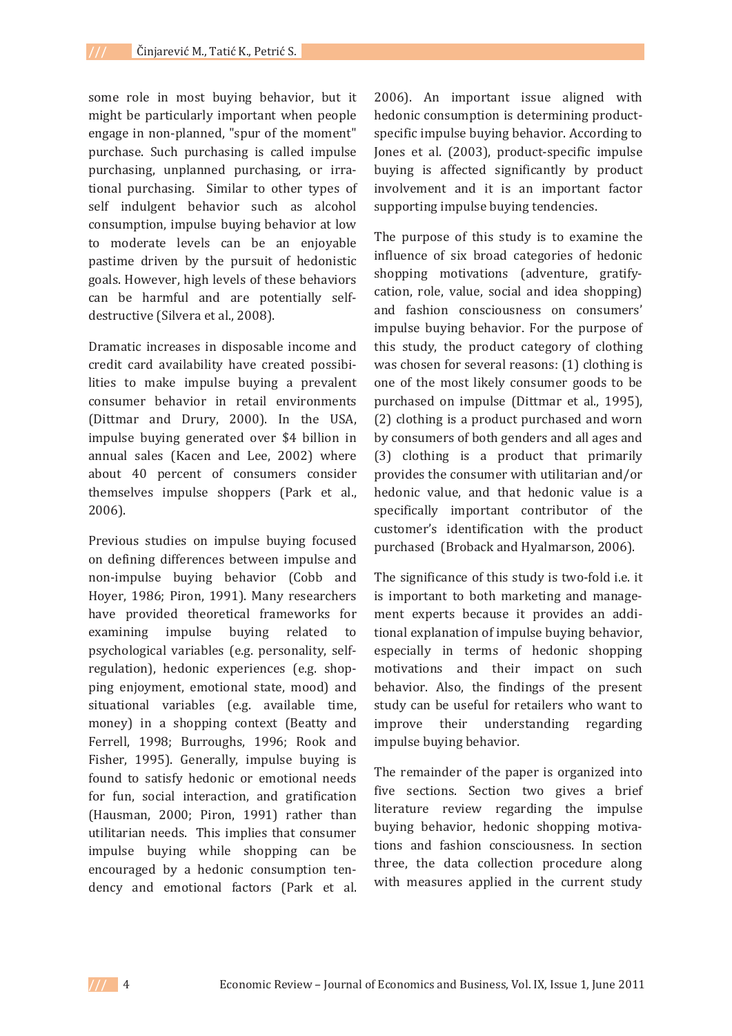some role in most buying behavior, but it might be particularly important when people engage in non-planned, "spur of the moment" purchase. Such purchasing is called impulse purchasing, unplanned purchasing, or irrational purchasing. Similar to other types of self indulgent behavior such as alcohol consumption, impulse buying behavior at low to moderate levels can be an enjoyable pastime driven by the pursuit of hedonistic goals. However, high levels of these behaviors can be harmful and are potentially self-destructive (Silvera et al., 2008).

Dramatic increases in disposable income and credit card availability have created possibilities to make impulse buying a prevalent consumer behavior in retail environments (Dittmar and Drury, 2000). In the USA, impulse buying generated over $4 billion in annual sales (Kacen and Lee, 2002) where about 40 percent of consumers consider themselves impulse shoppers (Park et al., 2006).

Previous studies on impulse buying focused on defining differences between impulse and non-impulse buying behavior (Cobb and Hoyer, 1986; Piron, 1991). Many researchers have provided theoretical frameworks for examining impulse buying related to psychological variables (e.g. personality, self-regulation), hedonic experiences (e.g. shopping enjoyment, emotional state, mood) and situational variables (e.g. available time, money) in a shopping context (Beatty and Ferrell, 1998; Burroughs, 1996; Rook and Fisher, 1995). Generally, impulse buying is found to satisfy hedonic or emotional needs for fun, social interaction, and gratification (Hausman, 2000; Piron, 1991) rather than utilitarian needs. This implies that consumer impulse buying while shopping can be encouraged by a hedonic consumption tendency and emotional factors (Park et al. 2006). An important issue aligned with hedonic consumption is determining product-specific impulse buying behavior. According to Jones et al. (2003), product-specific impulse buying is affected significantly by product involvement and it is an important factor supporting impulse buying tendencies.

The purpose of this study is to examine the influence of six broad categories of hedonic shopping motivations (adventure, gratifycation, role, value, social and idea shopping) and fashion consciousness on consumers' impulse buying behavior. For the purpose of this study, the product category of clothing was chosen for several reasons: (1) clothing is one of the most likely consumer goods to be purchased on impulse (Dittmar et al., 1995), (2) clothing is a product purchased and worn by consumers of both genders and all ages and (3) clothing is a product that primarily provides the consumer with utilitarian and/or hedonic value, and that hedonic value is a specifically important contributor of the customer's identification with the product purchased (Broback and Hyalmarson, 2006).

The significance of this study is two-fold i.e. it is important to both marketing and management experts because it provides an additional explanation of impulse buying behavior, especially in terms of hedonic shopping motivations and their impact on such behavior. Also, the findings of the present study can be useful for retailers who want to improve their understanding regarding impulse buying behavior.

The remainder of the paper is organized into five sections. Section two gives a brief literature review regarding the impulse buying behavior, hedonic shopping motivations and fashion consciousness. In section three, the data collection procedure along with measures applied in the current study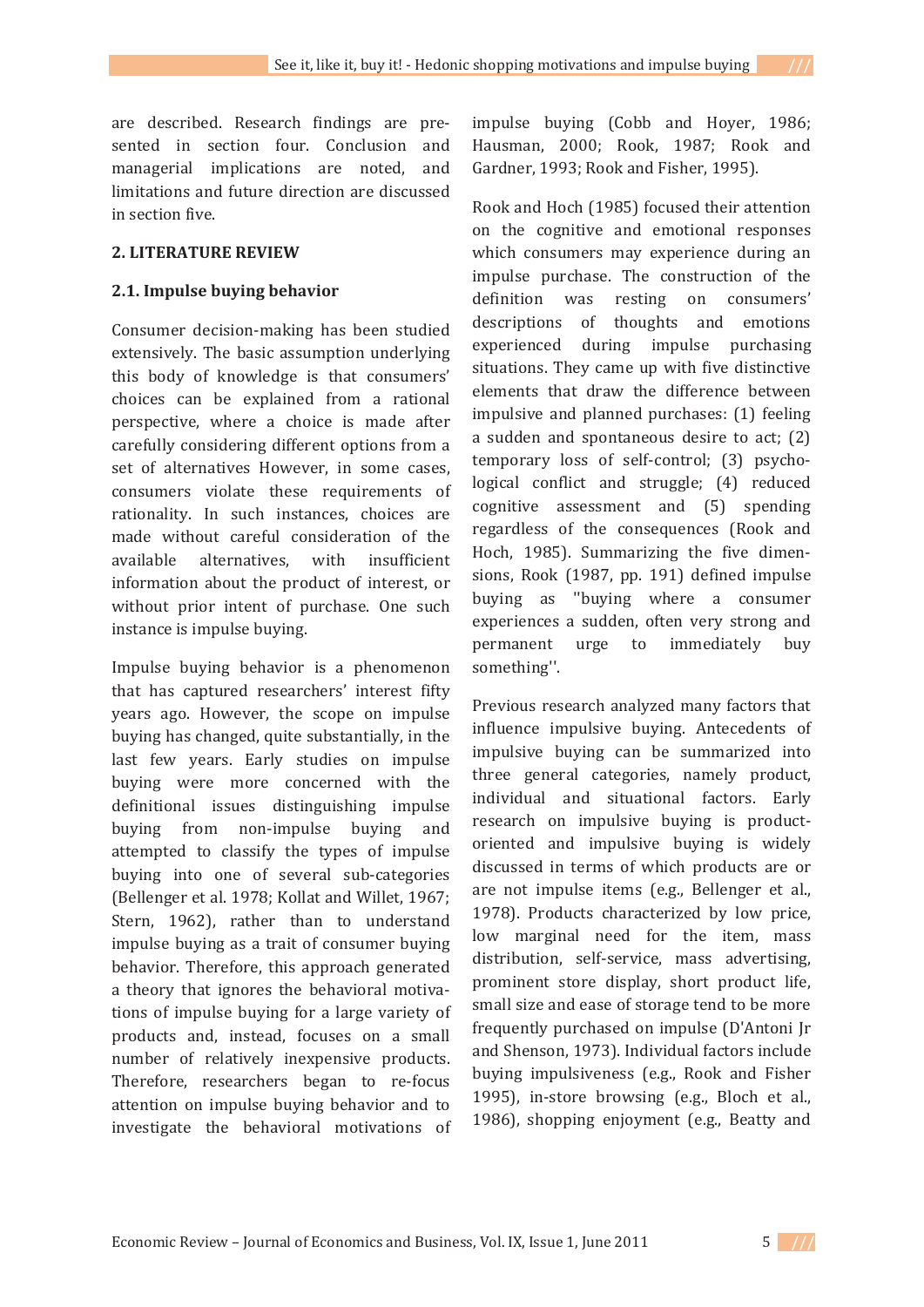are described. Research findings are presented in section four. Conclusion and managerial implications are noted, and limitations and future direction are discussed in section five.

## 2. LITERATURE REVIEW

### 2.1. Impulse buying behavior

Consumer decision-making has been studied extensively. The basic assumption underlying this body of knowledge is that consumers' choices can be explained from a rational perspective, where a choice is made after carefully considering different options from a set of alternatives However, in some cases, consumers violate these requirements of rationality. In such instances, choices are made without careful consideration of the available alternatives, with insufficient information about the product of interest, or without prior intent of purchase. One such instance is impulse buying.

Impulse buying behavior is a phenomenon that has captured researchers' interest fifty years ago. However, the scope on impulse buying has changed, quite substantially, in the last few years. Early studies on impulse buying were more concerned with the definitional issues distinguishing impulse buying from non-impulse buying and attempted to classify the types of impulse buying into one of several sub-categories (Bellenger et al. 1978; Kollat and Willet, 1967; Stern, 1962), rather than to understand impulse buying as a trait of consumer buying behavior. Therefore, this approach generated a theory that ignores the behavioral motivations of impulse buying for a large variety of products and, instead, focuses on a small number of relatively inexpensive products. Therefore, researchers began to re-focus attention on impulse buying behavior and to investigate the behavioral motivations of impulse buying (Cobb and Hoyer, 1986; Hausman, 2000; Rook, 1987; Rook and Gardner, 1993; Rook and Fisher, 1995).

Rook and Hoch (1985) focused their attention on the cognitive and emotional responses which consumers may experience during an impulse purchase. The construction of the definition was resting on consumers' descriptions of thoughts and emotions experienced during impulse purchasing situations. They came up with five distinctive elements that draw the difference between impulsive and planned purchases: (1) feeling a sudden and spontaneous desire to act; (2) temporary loss of self-control; (3) psychological conflict and struggle; (4) reduced cognitive assessment and (5) spending regardless of the consequences (Rook and Hoch, 1985). Summarizing the five dimensions, Rook (1987, pp. 191) defined impulse buying as ''buying where a consumer experiences a sudden, often very strong and permanent urge to immediately buy something''.

Previous research analyzed many factors that influence impulsive buying. Antecedents of impulsive buying can be summarized into three general categories, namely product, individual and situational factors. Early research on impulsive buying is product-oriented and impulsive buying is widely discussed in terms of which products are or are not impulse items (e.g., Bellenger et al., 1978). Products characterized by low price, low marginal need for the item, mass distribution, self-service, mass advertising, prominent store display, short product life, small size and ease of storage tend to be more frequently purchased on impulse (D'Antoni Jr and Shenson, 1973). Individual factors include buying impulsiveness (e.g., Rook and Fisher 1995), in-store browsing (e.g., Bloch et al., 1986), shopping enjoyment (e.g., Beatty and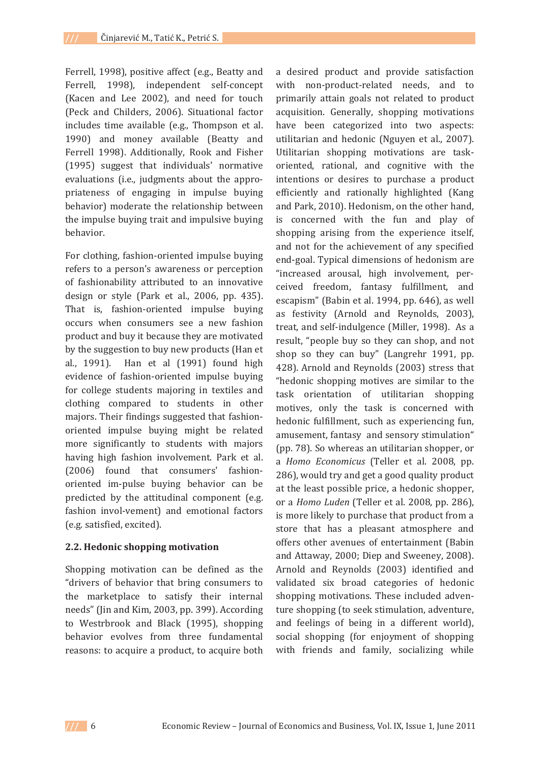Ferrell, 1998), positive affect (e.g., Beatty and Ferrell, 1998), independent self-concept (Kacen and Lee 2002), and need for touch (Peck and Childers, 2006). Situational factor includes time available (e.g., Thompson et al. 1990) and money available (Beatty and Ferrell 1998). Additionally, Rook and Fisher (1995) suggest that individuals' normative evaluations (i.e., judgments about the appropriateness of engaging in impulse buying behavior) moderate the relationship between the impulse buying trait and impulsive buying behavior.

For clothing, fashion-oriented impulse buying refers to a person's awareness or perception of fashionability attributed to an innovative design or style (Park et al., 2006, pp. 435). That is, fashion-oriented impulse buying occurs when consumers see a new fashion product and buy it because they are motivated by the suggestion to buy new products (Han et al., 1991). Han et al (1991) found high evidence of fashion-oriented impulse buying for college students majoring in textiles and clothing compared to students in other majors. Their findings suggested that fashion-oriented impulse buying might be related more significantly to students with majors having high fashion involvement. Park et al. (2006) found that consumers' fashion-oriented im-pulse buying behavior can be predicted by the attitudinal component (e.g. fashion invol-vement) and emotional factors (e.g. satisfied, excited).

## 2.2. Hedonic shopping motivation

Shopping motivation can be defined as the "drivers of behavior that bring consumers to the marketplace to satisfy their internal needs" (Jin and Kim, 2003, pp. 399). According to Westrbrook and Black (1995), shopping behavior evolves from three fundamental reasons: to acquire a product, to acquire both a desired product and provide satisfaction with non-product-related needs, and to primarily attain goals not related to product acquisition. Generally, shopping motivations have been categorized into two aspects: utilitarian and hedonic (Nguyen et al., 2007). Utilitarian shopping motivations are task-oriented, rational, and cognitive with the intentions or desires to purchase a product efficiently and rationally highlighted (Kang and Park, 2010). Hedonism, on the other hand, is concerned with the fun and play of shopping arising from the experience itself, and not for the achievement of any specified end-goal. Typical dimensions of hedonism are "increased arousal, high involvement, perceived freedom, fantasy fulfillment, and escapism" (Babin et al. 1994, pp. 646), as well as festivity (Arnold and Reynolds, 2003), treat, and self-indulgence (Miller, 1998). As a result, "people buy so they can shop, and not shop so they can buy" (Langrehr 1991, pp. 428). Arnold and Reynolds (2003) stress that "hedonic shopping motives are similar to the task orientation of utilitarian shopping motives, only the task is concerned with hedonic fulfillment, such as experiencing fun, amusement, fantasy and sensory stimulation" (pp. 78). So whereas an utilitarian shopper, or a *Homo Economicus* (Teller et al. 2008, pp. 286), would try and get a good quality product at the least possible price, a hedonic shopper, or a *Homo Luden* (Teller et al. 2008, pp. 286), is more likely to purchase that product from a store that has a pleasant atmosphere and offers other avenues of entertainment (Babin and Attaway, 2000; Diep and Sweeney, 2008). Arnold and Reynolds (2003) identified and validated six broad categories of hedonic shopping motivations. These included adventure shopping (to seek stimulation, adventure, and feelings of being in a different world), social shopping (for enjoyment of shopping with friends and family, socializing while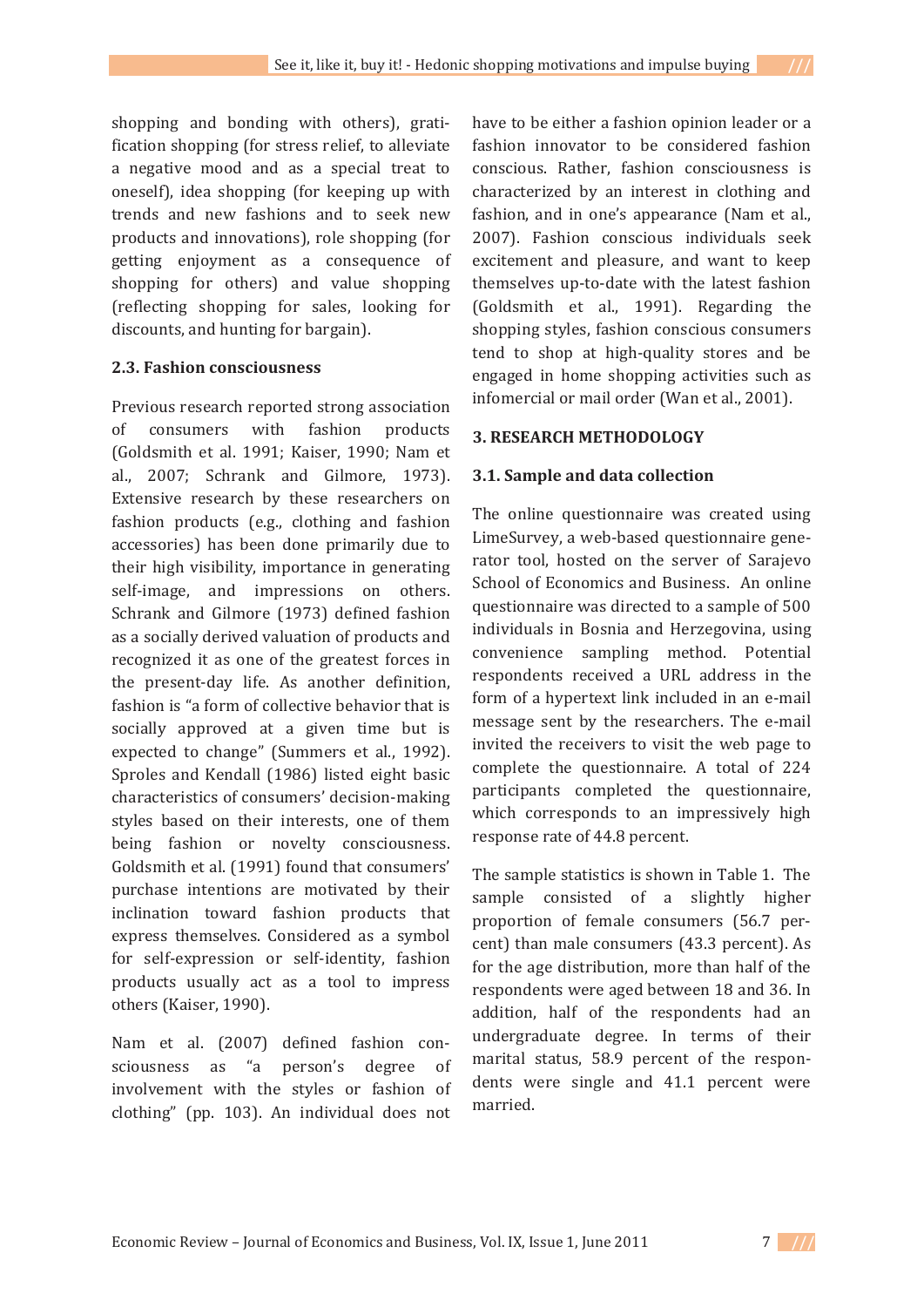shopping and bonding with others), gratification shopping (for stress relief, to alleviate a negative mood and as a special treat to oneself), idea shopping (for keeping up with trends and new fashions and to seek new products and innovations), role shopping (for getting enjoyment as a consequence of shopping for others) and value shopping (reflecting shopping for sales, looking for discounts, and hunting for bargain).

### 2.3. Fashion consciousness

Previous research reported strong association of consumers with fashion products (Goldsmith et al. 1991; Kaiser, 1990; Nam et al., 2007; Schrank and Gilmore, 1973). Extensive research by these researchers on fashion products (e.g., clothing and fashion accessories) has been done primarily due to their high visibility, importance in generating self-image, and impressions on others. Schrank and Gilmore (1973) defined fashion as a socially derived valuation of products and recognized it as one of the greatest forces in the present-day life. As another definition, fashion is "a form of collective behavior that is socially approved at a given time but is expected to change" (Summers et al., 1992). Sproles and Kendall (1986) listed eight basic characteristics of consumers' decision-making styles based on their interests, one of them being fashion or novelty consciousness. Goldsmith et al. (1991) found that consumers' purchase intentions are motivated by their inclination toward fashion products that express themselves. Considered as a symbol for self-expression or self-identity, fashion products usually act as a tool to impress others (Kaiser, 1990).

Nam et al. (2007) defined fashion consciousness as "a person's degree of involvement with the styles or fashion of clothing" (pp. 103). An individual does not have to be either a fashion opinion leader or a fashion innovator to be considered fashion conscious. Rather, fashion consciousness is characterized by an interest in clothing and fashion, and in one's appearance (Nam et al., 2007). Fashion conscious individuals seek excitement and pleasure, and want to keep themselves up-to-date with the latest fashion (Goldsmith et al., 1991). Regarding the shopping styles, fashion conscious consumers tend to shop at high-quality stores and be engaged in home shopping activities such as infomercial or mail order (Wan et al., 2001).

## 3. RESEARCH METHODOLOGY

### 3.1. Sample and data collection

The online questionnaire was created using LimeSurvey, a web-based questionnaire generator tool, hosted on the server of Sarajevo School of Economics and Business. An online questionnaire was directed to a sample of 500 individuals in Bosnia and Herzegovina, using convenience sampling method. Potential respondents received a URL address in the form of a hypertext link included in an e-mail message sent by the researchers. The e-mail invited the receivers to visit the web page to complete the questionnaire. A total of 224 participants completed the questionnaire, which corresponds to an impressively high response rate of 44.8 percent.

The sample statistics is shown in Table 1. The sample consisted of a slightly higher proportion of female consumers (56.7 percent) than male consumers (43.3 percent). As for the age distribution, more than half of the respondents were aged between 18 and 36. In addition, half of the respondents had an undergraduate degree. In terms of their marital status, 58.9 percent of the respondents were single and 41.1 percent were married.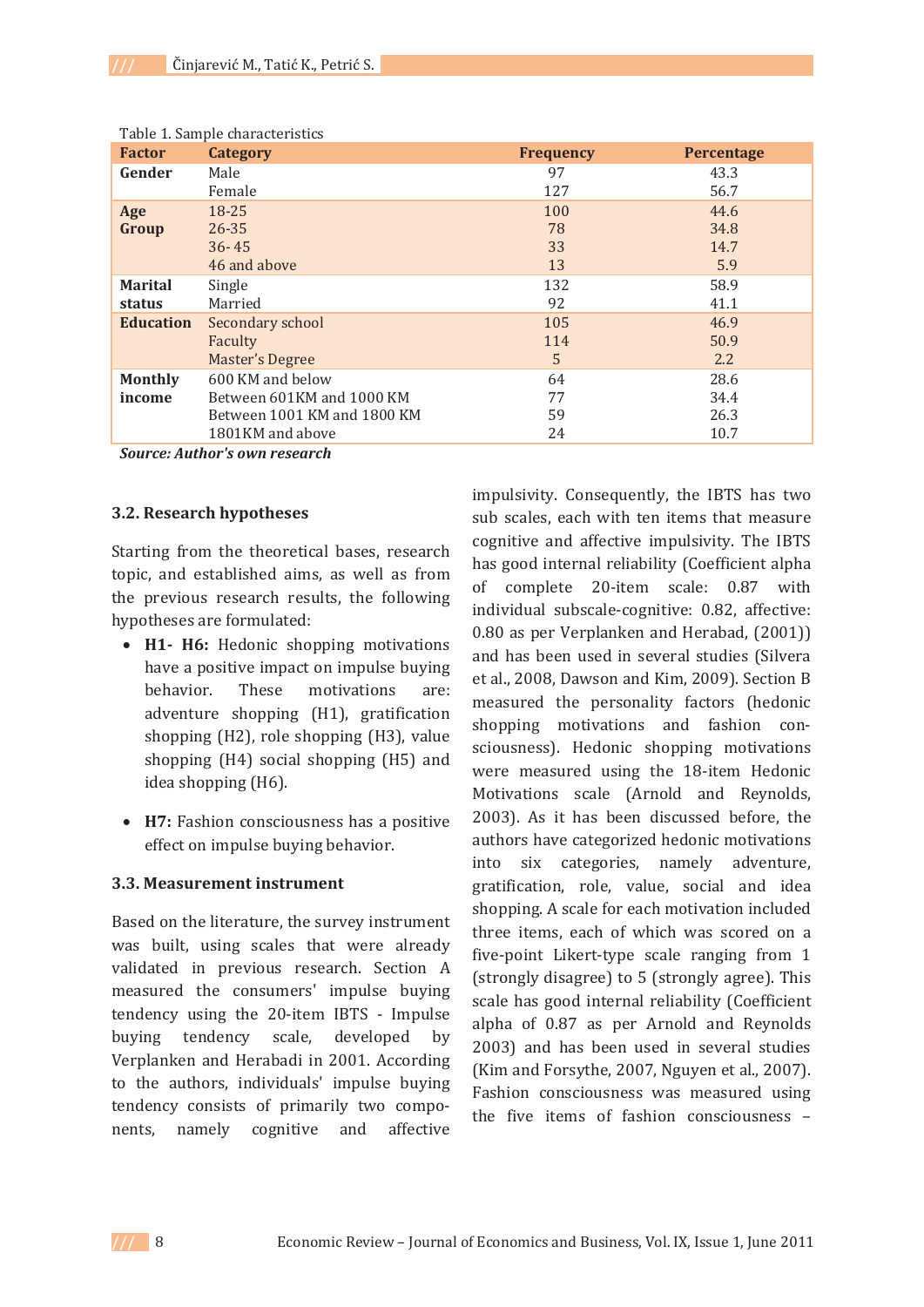Table 1. Sample characteristics

| Factor | Category | Frequency | Percentage |
|---|---|---|---|
| **Gender** | Male | 97 | 43.3 |
| | Female | 127 | 56.7 |
| **Age Group** | 18-25 | 100 | 44.6 |
| | 26-35 | 78 | 34.8 |
| | 36- 45 | 33 | 14.7 |
| | 46 and above | 13 | 5.9 |
| **Marital status** | Single | 132 | 58.9 |
| | Married | 92 | 41.1 |
| **Education** | Secondary school | 105 | 46.9 |
| | Faculty | 114 | 50.9 |
| | Master's Degree | 5 | 2.2 |
| **Monthly income** | 600 KM and below | 64 | 28.6 |
| | Between 601KM and 1000 KM | 77 | 34.4 |
| | Between 1001 KM and 1800 KM | 59 | 26.3 |
| | 1801KM and above | 24 | 10.7 |

***Source: Author's own research***

### 3.2. Research hypotheses

Starting from the theoretical bases, research topic, and established aims, as well as from the previous research results, the following hypotheses are formulated:

- **H1- H6:** Hedonic shopping motivations have a positive impact on impulse buying behavior. These motivations are: adventure shopping (H1), gratification shopping (H2), role shopping (H3), value shopping (H4) social shopping (H5) and idea shopping (H6).

- **H7:** Fashion consciousness has a positive effect on impulse buying behavior.

### 3.3. Measurement instrument

Based on the literature, the survey instrument was built, using scales that were already validated in previous research. Section A measured the consumers' impulse buying tendency using the 20-item IBTS - Impulse buying tendency scale, developed by Verplanken and Herabadi in 2001. According to the authors, individuals' impulse buying tendency consists of primarily two components, namely cognitive and affective impulsivity. Consequently, the IBTS has two sub scales, each with ten items that measure cognitive and affective impulsivity. The IBTS has good internal reliability (Coefficient alpha of complete 20-item scale: 0.87 with individual subscale-cognitive: 0.82, affective: 0.80 as per Verplanken and Herabad, (2001)) and has been used in several studies (Silvera et al., 2008, Dawson and Kim, 2009). Section B measured the personality factors (hedonic shopping motivations and fashion consciousness). Hedonic shopping motivations were measured using the 18-item Hedonic Motivations scale (Arnold and Reynolds, 2003). As it has been discussed before, the authors have categorized hedonic motivations into six categories, namely adventure, gratification, role, value, social and idea shopping. A scale for each motivation included three items, each of which was scored on a five-point Likert-type scale ranging from 1 (strongly disagree) to 5 (strongly agree). This scale has good internal reliability (Coefficient alpha of 0.87 as per Arnold and Reynolds 2003) and has been used in several studies (Kim and Forsythe, 2007, Nguyen et al., 2007). Fashion consciousness was measured using the five items of fashion consciousness –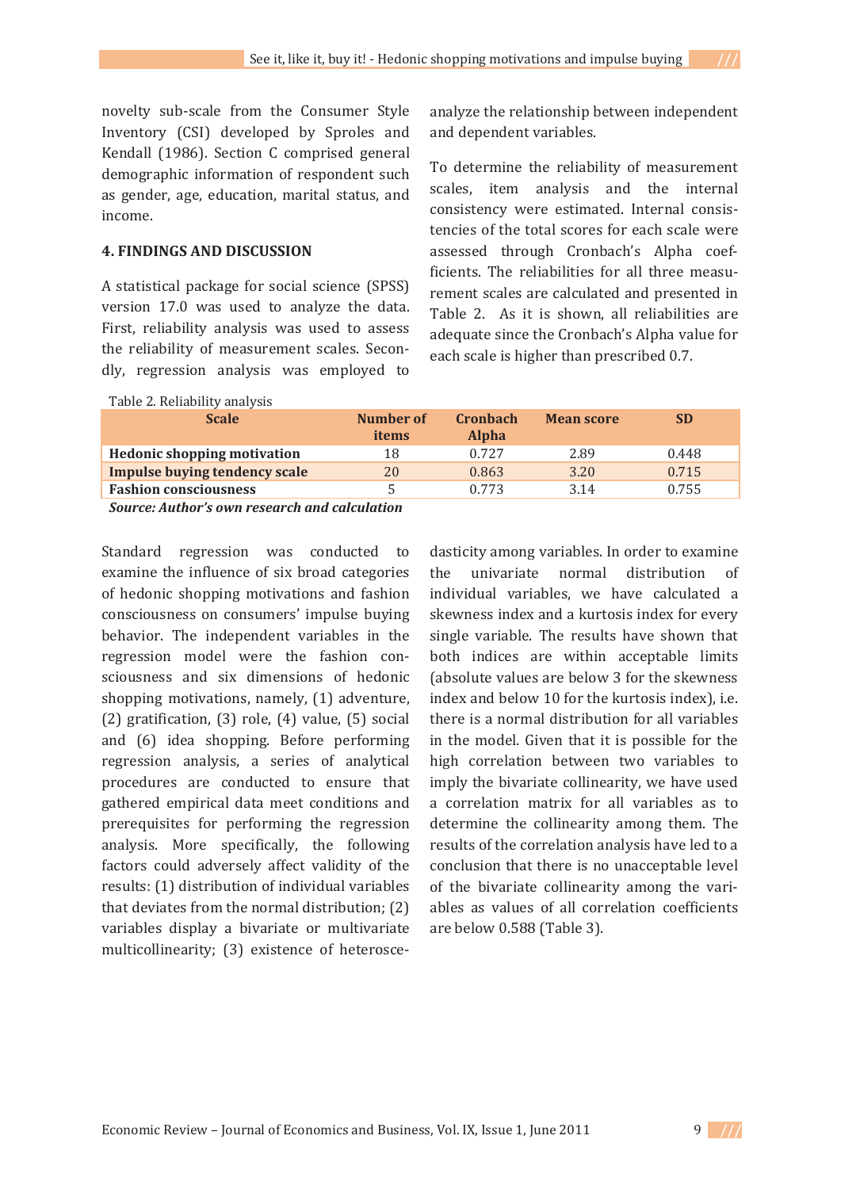novelty sub-scale from the Consumer Style Inventory (CSI) developed by Sproles and Kendall (1986). Section C comprised general demographic information of respondent such as gender, age, education, marital status, and income.

## 4. FINDINGS AND DISCUSSION

A statistical package for social science (SPSS) version 17.0 was used to analyze the data. First, reliability analysis was used to assess the reliability of measurement scales. Secondly, regression analysis was employed to analyze the relationship between independent and dependent variables.

To determine the reliability of measurement scales, item analysis and the internal consistency were estimated. Internal consistencies of the total scores for each scale were assessed through Cronbach's Alpha coefficients. The reliabilities for all three measurement scales are calculated and presented in Table 2. As it is shown, all reliabilities are adequate since the Cronbach's Alpha value for each scale is higher than prescribed 0.7.

Table 2. Reliability analysis

| Scale | Number of items | Cronbach Alpha | Mean score | SD |
|---|---|---|---|---|
| **Hedonic shopping motivation** | 18 | 0.727 | 2.89 | 0.448 |
| **Impulse buying tendency scale** | 20 | 0.863 | 3.20 | 0.715 |
| **Fashion consciousness** | 5 | 0.773 | 3.14 | 0.755 |

***Source: Author's own research and calculation***

Standard regression was conducted to examine the influence of six broad categories of hedonic shopping motivations and fashion consciousness on consumers' impulse buying behavior. The independent variables in the regression model were the fashion consciousness and six dimensions of hedonic shopping motivations, namely, (1) adventure, (2) gratification, (3) role, (4) value, (5) social and (6) idea shopping. Before performing regression analysis, a series of analytical procedures are conducted to ensure that gathered empirical data meet conditions and prerequisites for performing the regression analysis. More specifically, the following factors could adversely affect validity of the results: (1) distribution of individual variables that deviates from the normal distribution; (2) variables display a bivariate or multivariate multicollinearity; (3) existence of heteroscedasticity among variables. In order to examine the univariate normal distribution of individual variables, we have calculated a skewness index and a kurtosis index for every single variable. The results have shown that both indices are within acceptable limits (absolute values are below 3 for the skewness index and below 10 for the kurtosis index), i.e. there is a normal distribution for all variables in the model. Given that it is possible for the high correlation between two variables to imply the bivariate collinearity, we have used a correlation matrix for all variables as to determine the collinearity among them. The results of the correlation analysis have led to a conclusion that there is no unacceptable level of the bivariate collinearity among the variables as values of all correlation coefficients are below 0.588 (Table 3).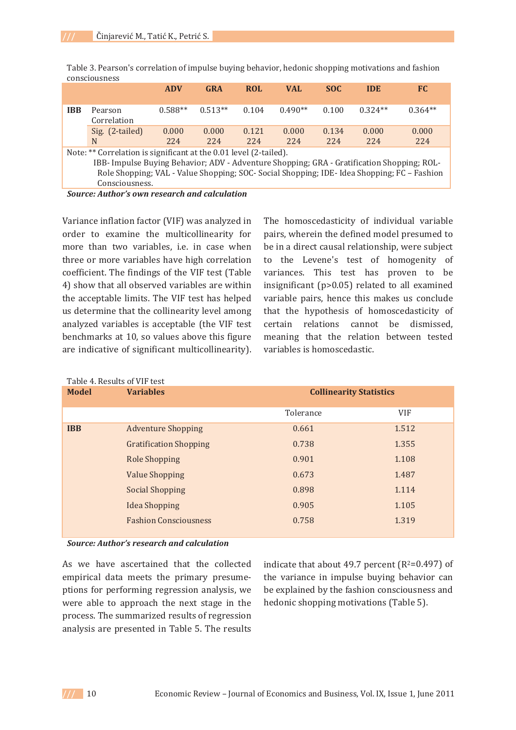Table 3. Pearson's correlation of impulse buying behavior, hedonic shopping motivations and fashion consciousness

| | | ADV | GRA | ROL | VAL | SOC | IDE | FC |
|---|---|---|---|---|---|---|---|---|
| IBB | Pearson Correlation | 0.588** | 0.513** | 0.104 | 0.490** | 0.100 | 0.324** | 0.364** |
| | Sig. (2-tailed) | 0.000 | 0.000 | 0.121 | 0.000 | 0.134 | 0.000 | 0.000 |
| | N | 224 | 224 | 224 | 224 | 224 | 224 | 224 |

Note: ** Correlation is significant at the 0.01 level (2-tailed).
IBB- Impulse Buying Behavior; ADV - Adventure Shopping; GRA - Gratification Shopping; ROL- Role Shopping; VAL - Value Shopping; SOC- Social Shopping; IDE- Idea Shopping; FC – Fashion Consciousness.

***Source: Author's own research and calculation***

Variance inflation factor (VIF) was analyzed in order to examine the multicollinearity for more than two variables, i.e. in case when three or more variables have high correlation coefficient. The findings of the VIF test (Table 4) show that all observed variables are within the acceptable limits. The VIF test has helped us determine that the collinearity level among analyzed variables is acceptable (the VIF test benchmarks at 10, so values above this figure are indicative of significant multicollinearity).

The homoscedasticity of individual variable pairs, wherein the defined model presumed to be in a direct causal relationship, were subject to the Levene's test of homogenity of variances. This test has proven to be insignificant ($p>0.05$) related to all examined variable pairs, hence this makes us conclude that the hypothesis of homoscedasticity of certain relations cannot be dismissed, meaning that the relation between tested variables is homoscedastic.

Table 4. Results of VIF test

| Model | Variables | Collinearity Statistics | |
|---|---|---|---|
| | | Tolerance | VIF |
| IBB | Adventure Shopping | 0.661 | 1.512 |
| | Gratification Shopping | 0.738 | 1.355 |
| | Role Shopping | 0.901 | 1.108 |
| | Value Shopping | 0.673 | 1.487 |
| | Social Shopping | 0.898 | 1.114 |
| | Idea Shopping | 0.905 | 1.105 |
| | Fashion Consciousness | 0.758 | 1.319 |

***Source: Author's research and calculation***

As we have ascertained that the collected empirical data meets the primary presumeptions for performing regression analysis, we were able to approach the next stage in the process. The summarized results of regression analysis are presented in Table 5. The results indicate that about 49.7 percent ($R^2$=0.497) of the variance in impulse buying behavior can be explained by the fashion consciousness and hedonic shopping motivations (Table 5).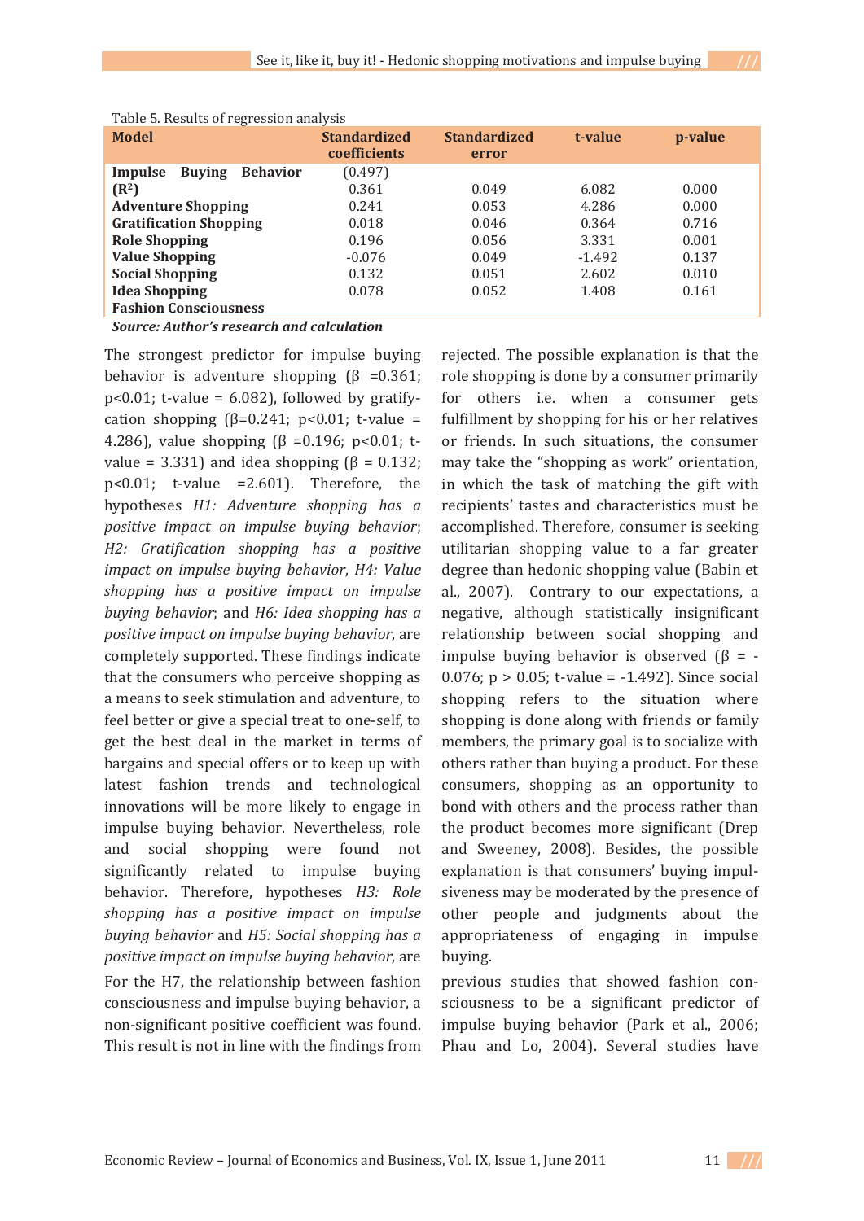Table 5. Results of regression analysis

| Model | Standardized coefficients | Standardized error | t-value | p-value |
|---|---|---|---|---|
| **Impulse Buying Behavior** | (0.497) | | | |
| **($R^2$)** | 0.361 | 0.049 | 6.082 | 0.000 |
| **Adventure Shopping** | 0.241 | 0.053 | 4.286 | 0.000 |
| **Gratification Shopping** | 0.018 | 0.046 | 0.364 | 0.716 |
| **Role Shopping** | 0.196 | 0.056 | 3.331 | 0.001 |
| **Value Shopping** | -0.076 | 0.049 | -1.492 | 0.137 |
| **Social Shopping** | 0.132 | 0.051 | 2.602 | 0.010 |
| **Idea Shopping** | 0.078 | 0.052 | 1.408 | 0.161 |
| **Fashion Consciousness** | | | | |

***Source: Author's research and calculation***

The strongest predictor for impulse buying behavior is adventure shopping ($\beta$ =0.361; $p<0.01$; t-value = 6.082), followed by gratify-cation shopping ($\beta$=0.241; $p<0.01$; t-value = 4.286), value shopping ($\beta$ =0.196; $p<0.01$; t-value = 3.331) and idea shopping ($\beta$ = 0.132; $p<0.01$; t-value =2.601). Therefore, the hypotheses *H1: Adventure shopping has a positive impact on impulse buying behavior*; *H2: Gratification shopping has a positive impact on impulse buying behavior*, *H4: Value shopping has a positive impact on impulse buying behavior*; and *H6: Idea shopping has a positive impact on impulse buying behavior*, are completely supported. These findings indicate that the consumers who perceive shopping as a means to seek stimulation and adventure, to feel better or give a special treat to one-self, to get the best deal in the market in terms of bargains and special offers or to keep up with latest fashion trends and technological innovations will be more likely to engage in impulse buying behavior. Nevertheless, role and social shopping were found not significantly related to impulse buying behavior. Therefore, hypotheses *H3: Role shopping has a positive impact on impulse buying behavior* and *H5: Social shopping has a positive impact on impulse buying behavior*, are rejected. The possible explanation is that the role shopping is done by a consumer primarily for others i.e. when a consumer gets fulfillment by shopping for his or her relatives or friends. In such situations, the consumer may take the "shopping as work" orientation, in which the task of matching the gift with recipients' tastes and characteristics must be accomplished. Therefore, consumer is seeking utilitarian shopping value to a far greater degree than hedonic shopping value (Babin et al., 2007). Contrary to our expectations, a negative, although statistically insignificant relationship between social shopping and impulse buying behavior is observed ($\beta$ = -0.076; $p > 0.05$; t-value = -1.492). Since social shopping refers to the situation where shopping is done along with friends or family members, the primary goal is to socialize with others rather than buying a product. For these consumers, shopping as an opportunity to bond with others and the process rather than the product becomes more significant (Drep and Sweeney, 2008). Besides, the possible explanation is that consumers' buying impul-siveness may be moderated by the presence of other people and judgments about the appropriateness of engaging in impulse buying.

For the H7, the relationship between fashion consciousness and impulse buying behavior, a non-significant positive coefficient was found. This result is not in line with the findings from previous studies that showed fashion con-sciousness to be a significant predictor of impulse buying behavior (Park et al., 2006; Phau and Lo, 2004). Several studies have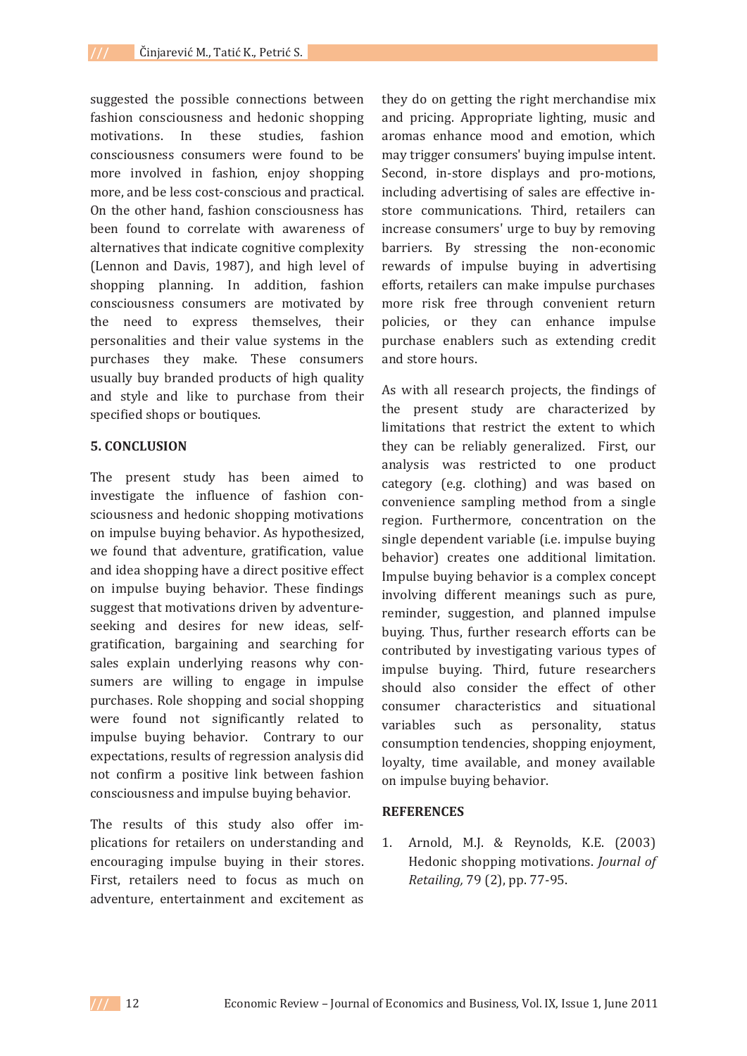suggested the possible connections between fashion consciousness and hedonic shopping motivations. In these studies, fashion consciousness consumers were found to be more involved in fashion, enjoy shopping more, and be less cost-conscious and practical. On the other hand, fashion consciousness has been found to correlate with awareness of alternatives that indicate cognitive complexity (Lennon and Davis, 1987), and high level of shopping planning. In addition, fashion consciousness consumers are motivated by the need to express themselves, their personalities and their value systems in the purchases they make. These consumers usually buy branded products of high quality and style and like to purchase from their specified shops or boutiques.

## 5. CONCLUSION

The present study has been aimed to investigate the influence of fashion consciousness and hedonic shopping motivations on impulse buying behavior. As hypothesized, we found that adventure, gratification, value and idea shopping have a direct positive effect on impulse buying behavior. These findings suggest that motivations driven by adventure-seeking and desires for new ideas, self-gratification, bargaining and searching for sales explain underlying reasons why consumers are willing to engage in impulse purchases. Role shopping and social shopping were found not significantly related to impulse buying behavior. Contrary to our expectations, results of regression analysis did not confirm a positive link between fashion consciousness and impulse buying behavior.

The results of this study also offer implications for retailers on understanding and encouraging impulse buying in their stores. First, retailers need to focus as much on adventure, entertainment and excitement as they do on getting the right merchandise mix and pricing. Appropriate lighting, music and aromas enhance mood and emotion, which may trigger consumers' buying impulse intent. Second, in-store displays and pro-motions, including advertising of sales are effective in-store communications. Third, retailers can increase consumers' urge to buy by removing barriers. By stressing the non-economic rewards of impulse buying in advertising efforts, retailers can make impulse purchases more risk free through convenient return policies, or they can enhance impulse purchase enablers such as extending credit and store hours.

As with all research projects, the findings of the present study are characterized by limitations that restrict the extent to which they can be reliably generalized. First, our analysis was restricted to one product category (e.g. clothing) and was based on convenience sampling method from a single region. Furthermore, concentration on the single dependent variable (i.e. impulse buying behavior) creates one additional limitation. Impulse buying behavior is a complex concept involving different meanings such as pure, reminder, suggestion, and planned impulse buying. Thus, further research efforts can be contributed by investigating various types of impulse buying. Third, future researchers should also consider the effect of other consumer characteristics and situational variables such as personality, status consumption tendencies, shopping enjoyment, loyalty, time available, and money available on impulse buying behavior.

## REFERENCES

1. Arnold, M.J. & Reynolds, K.E. (2003) Hedonic shopping motivations. *Journal of Retailing,* 79 (2), pp. 77-95.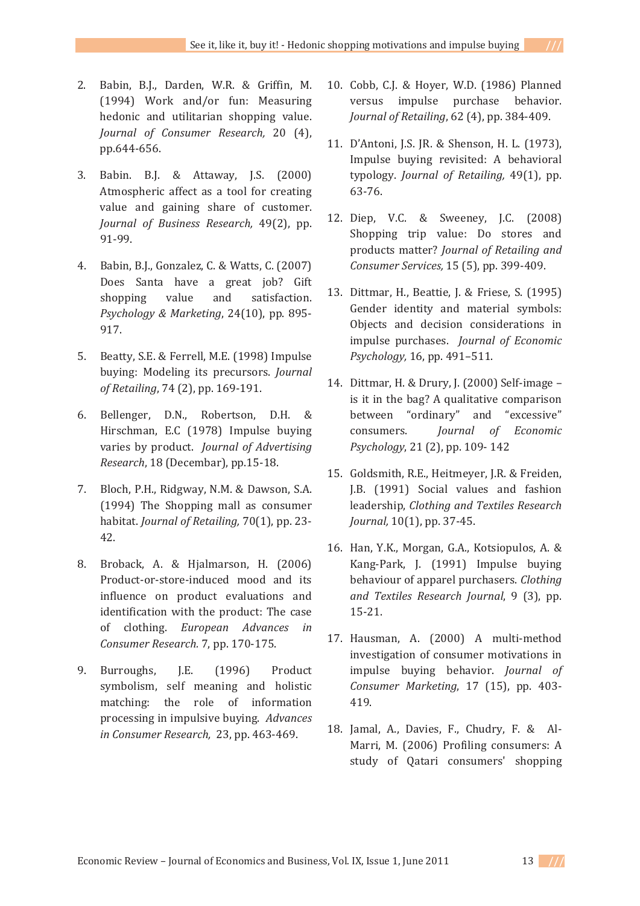2. Babin, B.J., Darden, W.R. & Griffin, M. (1994) Work and/or fun: Measuring hedonic and utilitarian shopping value. *Journal of Consumer Research,* 20 (4), pp.644-656.

3. Babin. B.J. & Attaway, J.S. (2000) Atmospheric affect as a tool for creating value and gaining share of customer. *Journal of Business Research,* 49(2), pp. 91-99.

4. Babin, B.J., Gonzalez, C. & Watts, C. (2007) Does Santa have a great job? Gift shopping value and satisfaction. *Psychology & Marketing*, 24(10), pp. 895-917.

5. Beatty, S.E. & Ferrell, M.E. (1998) Impulse buying: Modeling its precursors. *Journal of Retailing*, 74 (2), pp. 169-191.

6. Bellenger, D.N., Robertson, D.H. & Hirschman, E.C (1978) Impulse buying varies by product. *Journal of Advertising Research*, 18 (Decembar), pp.15-18.

7. Bloch, P.H., Ridgway, N.M. & Dawson, S.A. (1994) The Shopping mall as consumer habitat. *Journal of Retailing,* 70(1), pp. 23-42.

8. Broback, A. & Hjalmarson, H. (2006) Product-or-store-induced mood and its influence on product evaluations and identification with the product: The case of clothing. *European Advances in Consumer Research.* 7, pp. 170-175.

9. Burroughs, J.E. (1996) Product symbolism, self meaning and holistic matching: the role of information processing in impulsive buying. *Advances in Consumer Research,* 23, pp. 463-469.

10. Cobb, C.J. & Hoyer, W.D. (1986) Planned versus impulse purchase behavior. *Journal of Retailing*, 62 (4), pp. 384-409.

11. D'Antoni, J.S. JR. & Shenson, H. L. (1973), Impulse buying revisited: A behavioral typology. *Journal of Retailing,* 49(1), pp. 63-76.

12. Diep, V.C. & Sweeney, J.C. (2008) Shopping trip value: Do stores and products matter? *Journal of Retailing and Consumer Services,* 15 (5), pp. 399-409.

13. Dittmar, H., Beattie, J. & Friese, S. (1995) Gender identity and material symbols: Objects and decision considerations in impulse purchases. *Journal of Economic Psychology,* 16, pp. 491–511.

14. Dittmar, H. & Drury, J. (2000) Self-image – is it in the bag? A qualitative comparison between "ordinary" and "excessive" consumers. *Journal of Economic Psychology*, 21 (2), pp. 109- 142

15. Goldsmith, R.E., Heitmeyer, J.R. & Freiden, J.B. (1991) Social values and fashion leadership, *Clothing and Textiles Research Journal,* 10(1), pp. 37-45.

16. Han, Y.K., Morgan, G.A., Kotsiopulos, A. & Kang-Park, J. (1991) Impulse buying behaviour of apparel purchasers. *Clothing and Textiles Research Journal*, 9 (3), pp. 15-21.

17. Hausman, A. (2000) A multi-method investigation of consumer motivations in impulse buying behavior. *Journal of Consumer Marketing*, 17 (15), pp. 403-419.

18. Jamal, A., Davies, F., Chudry, F. & Al-Marri, M. (2006) Profiling consumers: A study of Qatari consumers' shopping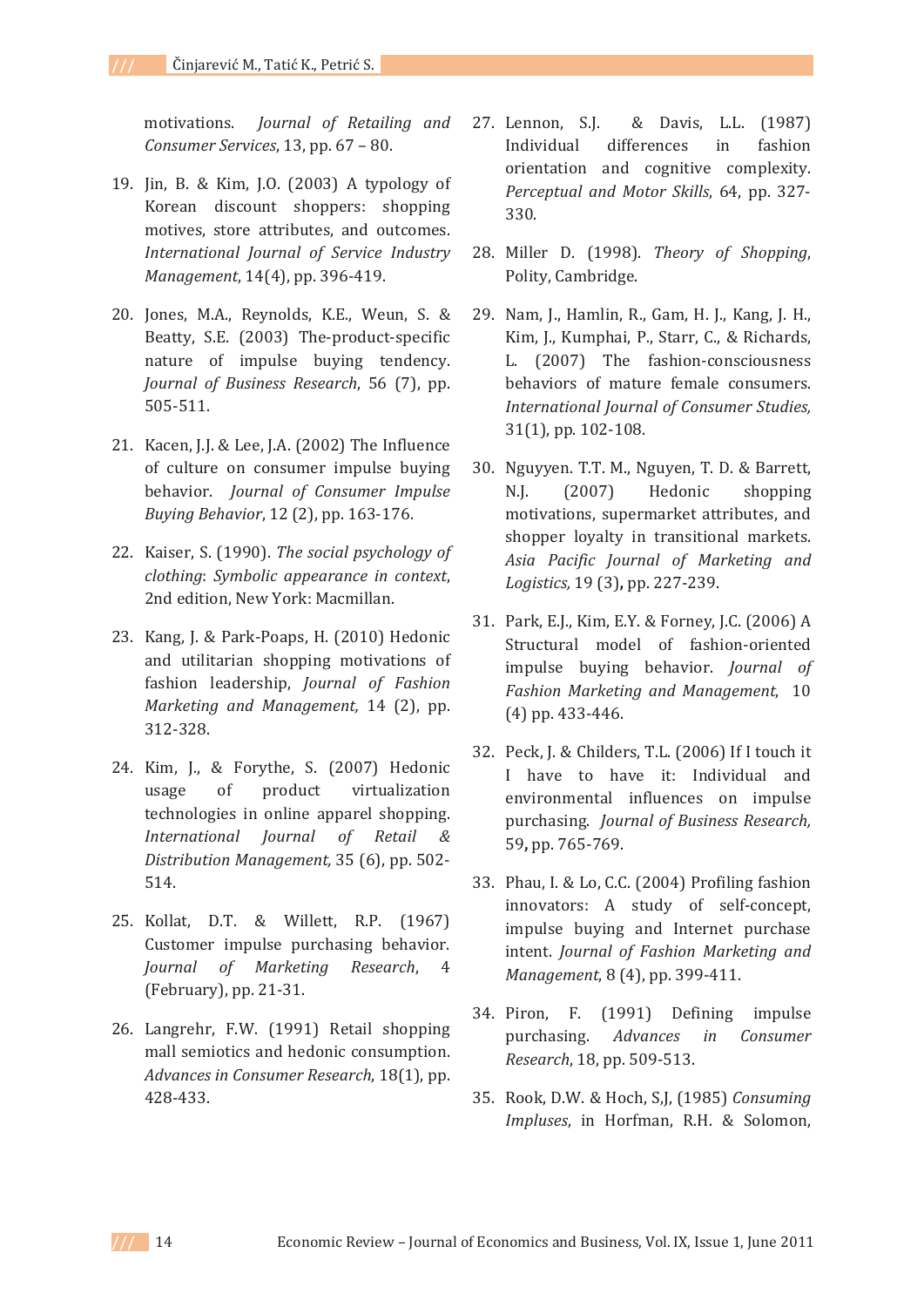motivations. *Journal of Retailing and Consumer Services*, 13, pp. 67 – 80.

19. Jin, B. & Kim, J.O. (2003) A typology of Korean discount shoppers: shopping motives, store attributes, and outcomes. *International Journal of Service Industry Management*, 14(4), pp. 396-419.

20. Jones, M.A., Reynolds, K.E., Weun, S. & Beatty, S.E. (2003) The-product-specific nature of impulse buying tendency. *Journal of Business Research*, 56 (7), pp. 505-511.

21. Kacen, J.J. & Lee, J.A. (2002) The Influence of culture on consumer impulse buying behavior. *Journal of Consumer Impulse Buying Behavior*, 12 (2), pp. 163-176.

22. Kaiser, S. (1990). *The social psychology of clothing*: *Symbolic appearance in context*, 2nd edition, New York: Macmillan.

23. Kang, J. & Park-Poaps, H. (2010) Hedonic and utilitarian shopping motivations of fashion leadership, *Journal of Fashion Marketing and Management,* 14 (2), pp. 312-328.

24. Kim, J., & Forythe, S. (2007) Hedonic usage of product virtualization technologies in online apparel shopping. *International Journal of Retail & Distribution Management,* 35 (6), pp. 502-514.

25. Kollat, D.T. & Willett, R.P. (1967) Customer impulse purchasing behavior. *Journal of Marketing Research*, 4 (February), pp. 21-31.

26. Langrehr, F.W. (1991) Retail shopping mall semiotics and hedonic consumption. *Advances in Consumer Research*, 18(1), pp. 428-433.

27. Lennon, S.J. & Davis, L.L. (1987) Individual differences in fashion orientation and cognitive complexity. *Perceptual and Motor Skills*, 64, pp. 327-330.

28. Miller D. (1998). *Theory of Shopping*, Polity, Cambridge.

29. Nam, J., Hamlin, R., Gam, H. J., Kang, J. H., Kim, J., Kumphai, P., Starr, C., & Richards, L. (2007) The fashion-consciousness behaviors of mature female consumers. *International Journal of Consumer Studies,* 31(1), pp. 102-108.

30. Nguyyen. T.T. M., Nguyen, T. D. & Barrett, N.J. (2007) Hedonic shopping motivations, supermarket attributes, and shopper loyalty in transitional markets. *Asia Pacific Journal of Marketing and Logistics,* 19 (3)**,** pp. 227-239.

31. Park, E.J., Kim, E.Y. & Forney, J.C. (2006) A Structural model of fashion-oriented impulse buying behavior. *Journal of Fashion Marketing and Management*, 10 (4) pp. 433-446.

32. Peck, J. & Childers, T.L. (2006) If I touch it I have to have it: Individual and environmental influences on impulse purchasing. *Journal of Business Research,* 59**,** pp. 765-769.

33. Phau, I. & Lo, C.C. (2004) Profiling fashion innovators: A study of self-concept, impulse buying and Internet purchase intent. *Journal of Fashion Marketing and Management*, 8 (4), pp. 399-411.

34. Piron, F. (1991) Defining impulse purchasing. *Advances in Consumer Research*, 18, pp. 509-513.

35. Rook, D.W. & Hoch, S,J, (1985) *Consuming Impluses*, in Horfman, R.H. & Solomon,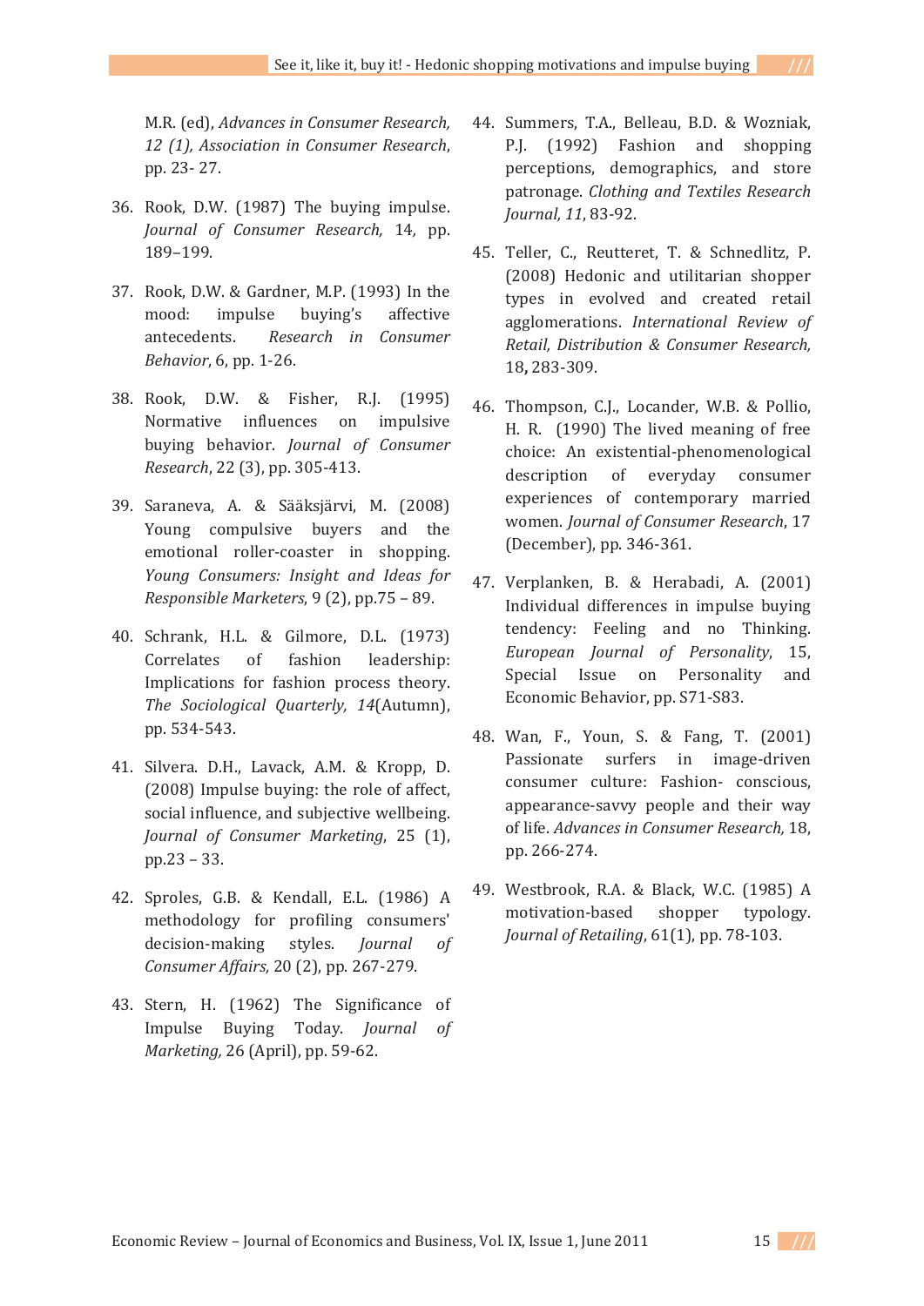M.R. (ed), *Advances in Consumer Research, 12 (1), Association in Consumer Research*, pp. 23- 27.

36. Rook, D.W. (1987) The buying impulse. *Journal of Consumer Research,* 14, pp. 189–199.

37. Rook, D.W. & Gardner, M.P. (1993) In the mood: impulse buying's affective antecedents. *Research in Consumer Behavior*, 6, pp. 1-26.

38. Rook, D.W. & Fisher, R.J. (1995) Normative influences on impulsive buying behavior. *Journal of Consumer Research*, 22 (3), pp. 305-413.

39. Saraneva, A. & Sääksjärvi, M. (2008) Young compulsive buyers and the emotional roller-coaster in shopping. *Young Consumers: Insight and Ideas for Responsible Marketers*, 9 (2), pp.75 – 89.

40. Schrank, H.L. & Gilmore, D.L. (1973) Correlates of fashion leadership: Implications for fashion process theory. *The Sociological Quarterly, 14*(Autumn), pp. 534-543.

41. Silvera. D.H., Lavack, A.M. & Kropp, D. (2008) Impulse buying: the role of affect, social influence, and subjective wellbeing. *Journal of Consumer Marketing*, 25 (1), pp.23 – 33.

42. Sproles, G.B. & Kendall, E.L. (1986) A methodology for profiling consumers' decision-making styles. *Journal of Consumer Affairs,* 20 (2), pp. 267-279.

43. Stern, H. (1962) The Significance of Impulse Buying Today. *Journal of Marketing,* 26 (April), pp. 59-62.

44. Summers, T.A., Belleau, B.D. & Wozniak, P.J. (1992) Fashion and shopping perceptions, demographics, and store patronage. *Clothing and Textiles Research Journal, 11*, 83-92.

45. Teller, C., Reutteret, T. & Schnedlitz, P. (2008) Hedonic and utilitarian shopper types in evolved and created retail agglomerations. *International Review of Retail, Distribution & Consumer Research,* 18**,** 283-309.

46. Thompson, C.J., Locander, W.B. & Pollio, H. R. (1990) The lived meaning of free choice: An existential-phenomenological description of everyday consumer experiences of contemporary married women. *Journal of Consumer Research*, 17 (December), pp. 346-361.

47. Verplanken, B. & Herabadi, A. (2001) Individual differences in impulse buying tendency: Feeling and no Thinking. *European Journal of Personality*, 15, Special Issue on Personality and Economic Behavior, pp. S71-S83.

48. Wan, F., Youn, S. & Fang, T. (2001) Passionate surfers in image-driven consumer culture: Fashion- conscious, appearance-savvy people and their way of life. *Advances in Consumer Research,* 18, pp. 266-274.

49. Westbrook, R.A. & Black, W.C. (1985) A motivation-based shopper typology. *Journal of Retailing*, 61(1), pp. 78-103.